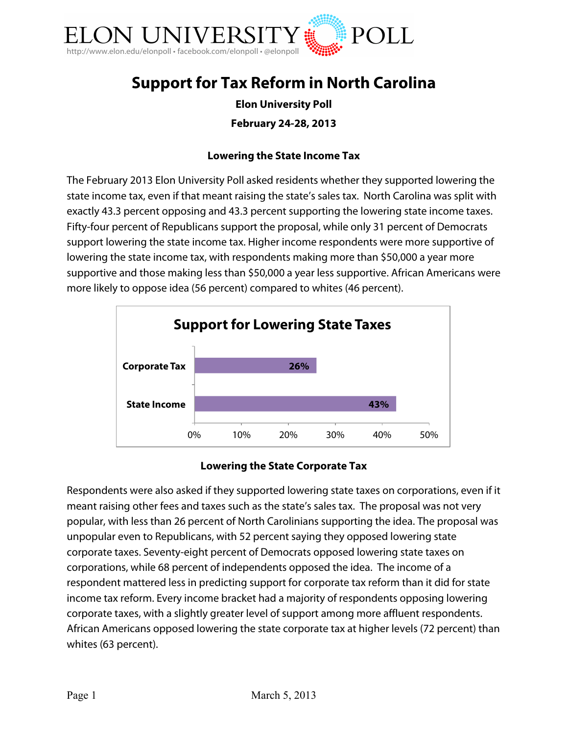ELON UNIVERSITY POLL

http://www.elon.edu/elonpoll • facebook.com/elonpoll • @elonpoll

# Support for Tax Reform in North Carolina

**Elon University Poll**

**February 24-28, 2013**

### Lowering the State Income Tax

The February 2013 Elon University Poll asked residents whether they supported lowering the state income tax, even if that meant raising the state's sales tax. North Carolina was split with exactly 43.3 percent opposing and 43.3 percent supporting the lowering state income taxes. Fifty-four percent of Republicans support the proposal, while only 31 percent of Democrats support lowering the state income tax. Higher income respondents were more supportive of lowering the state income tax, with respondents making more than $50,000 a year more supportive and those making less than $50,000 a year less supportive. African Americans were more likely to oppose idea (56 percent) compared to whites (46 percent).

**Support for Lowering State Taxes**

| | Support |
|---|---|
| Corporate Tax | 26% |
| State Income | 43% |

### Lowering the State Corporate Tax

Respondents were also asked if they supported lowering state taxes on corporations, even if it meant raising other fees and taxes such as the state's sales tax. The proposal was not very popular, with less than 26 percent of North Carolinians supporting the idea. The proposal was unpopular even to Republicans, with 52 percent saying they opposed lowering state corporate taxes. Seventy-eight percent of Democrats opposed lowering state taxes on corporations, while 68 percent of independents opposed the idea. The income of a respondent mattered less in predicting support for corporate tax reform than it did for state income tax reform. Every income bracket had a majority of respondents opposing lowering corporate taxes, with a slightly greater level of support among more affluent respondents. African Americans opposed lowering the state corporate tax at higher levels (72 percent) than whites (63 percent).

March 5, 2013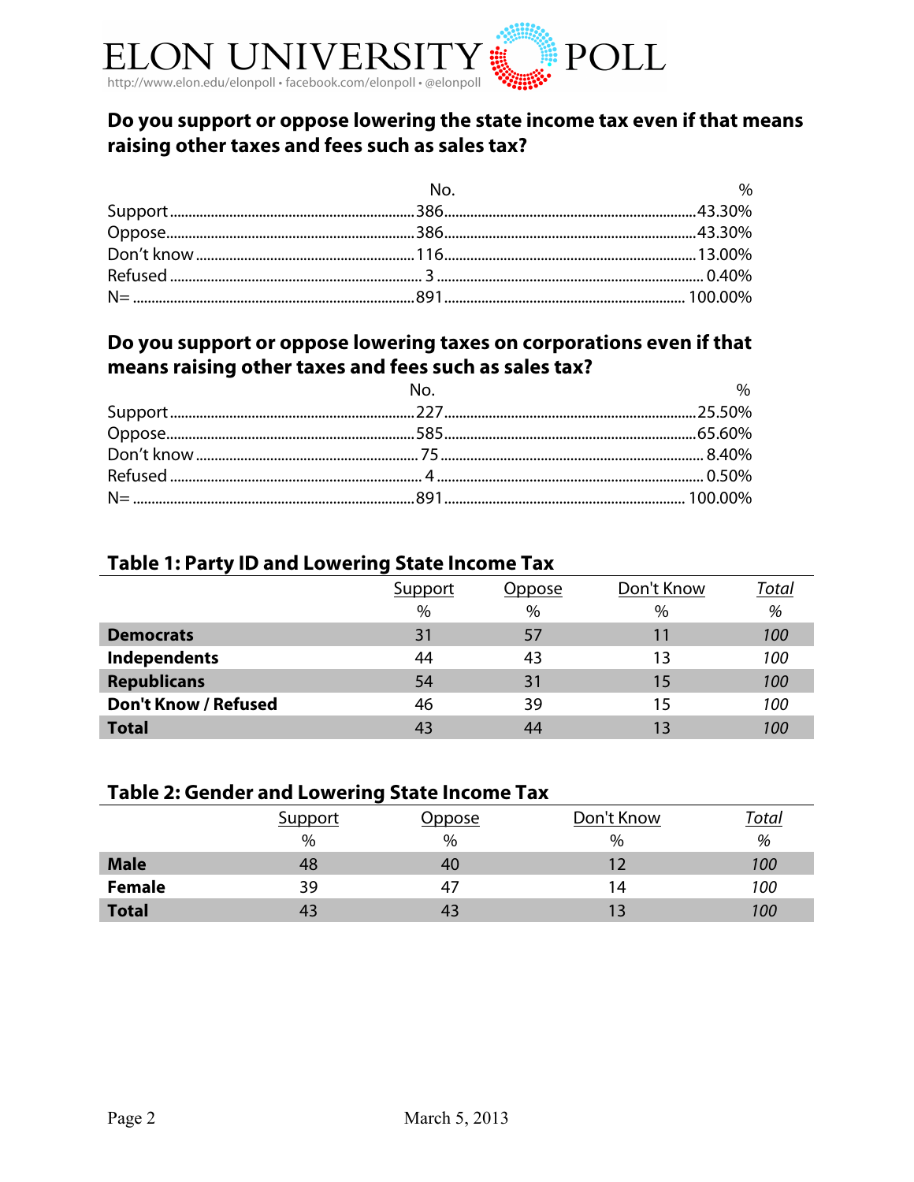### Do you support or oppose lowering the state income tax even if that means raising other taxes and fees such as sales tax?

| | No. | % |
|---|---|---|
| Support | 386 | 43.30% |
| Oppose | 386 | 43.30% |
| Don't know | 116 | 13.00% |
| Refused | 3 | 0.40% |
| N= | 891 | 100.00% |

### Do you support or oppose lowering taxes on corporations even if that means raising other taxes and fees such as sales tax?

| | No. | % |
|---|---|---|
| Support | 227 | 25.50% |
| Oppose | 585 | 65.60% |
| Don't know | 75 | 8.40% |
| Refused | 4 | 0.50% |
| N= | 891 | 100.00% |

### Table 1: Party ID and Lowering State Income Tax

| | Support | Oppose | Don't Know | *Total* |
|---|---|---|---|---|
| | % | % | % | *%* |
| **Democrats** | 31 | 57 | 11 | *100* |
| **Independents** | 44 | 43 | 13 | *100* |
| **Republicans** | 54 | 31 | 15 | *100* |
| **Don't Know / Refused** | 46 | 39 | 15 | *100* |
| **Total** | 43 | 44 | 13 | *100* |

### Table 2: Gender and Lowering State Income Tax

| | Support | Oppose | Don't Know | *Total* |
|---|---|---|---|---|
| | % | % | % | *%* |
| **Male** | 48 | 40 | 12 | *100* |
| **Female** | 39 | 47 | 14 | *100* |
| **Total** | 43 | 43 | 13 | *100* |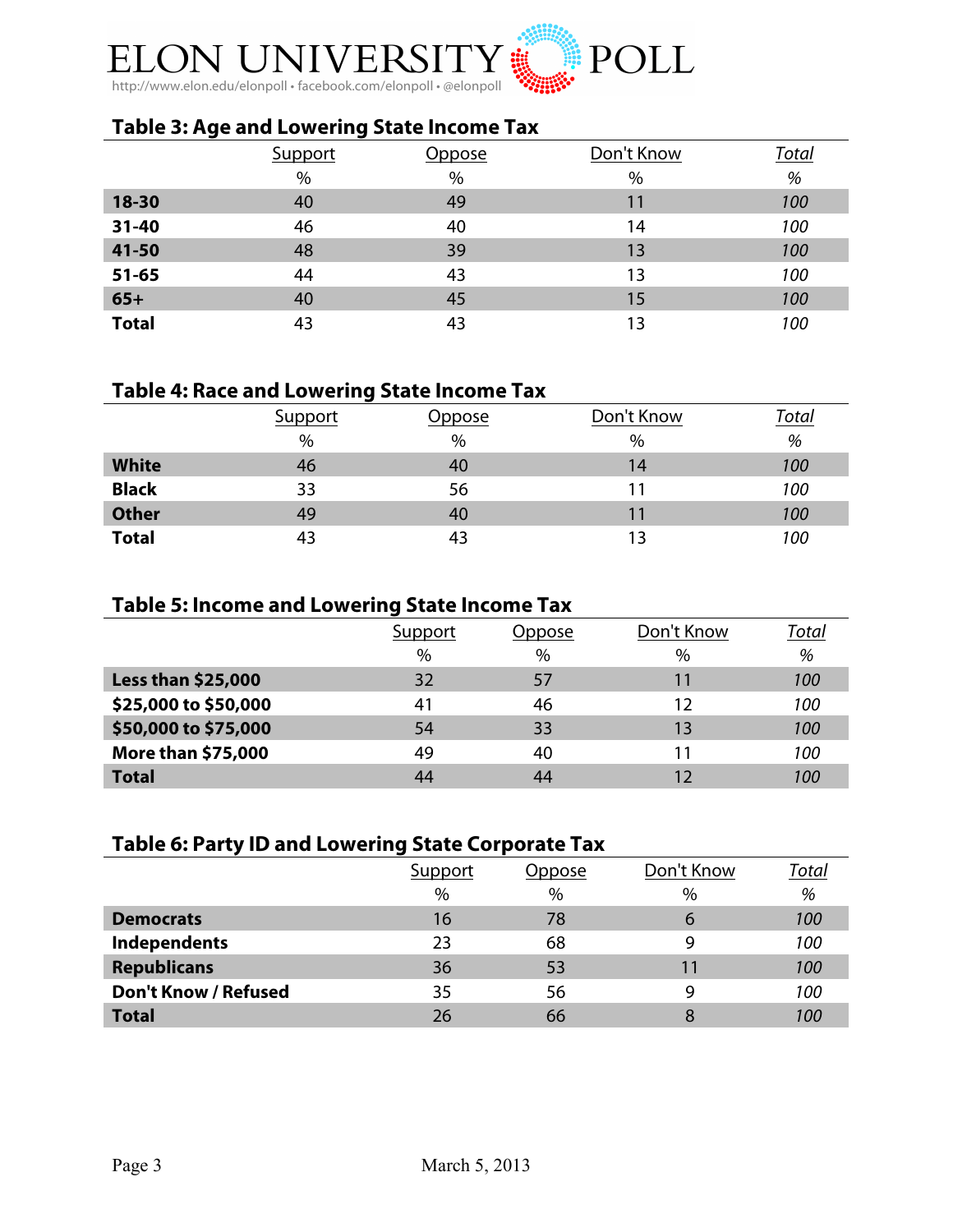## Table 3: Age and Lowering State Income Tax

| | Support | Oppose | Don't Know | *Total* |
|---|---|---|---|---|
| | % | % | % | *%* |
| **18-30** | 40 | 49 | 11 | *100* |
| **31-40** | 46 | 40 | 14 | *100* |
| **41-50** | 48 | 39 | 13 | *100* |
| **51-65** | 44 | 43 | 13 | *100* |
| **65+** | 40 | 45 | 15 | *100* |
| **Total** | 43 | 43 | 13 | *100* |

## Table 4: Race and Lowering State Income Tax

| | Support | Oppose | Don't Know | *Total* |
|---|---|---|---|---|
| | % | % | % | *%* |
| **White** | 46 | 40 | 14 | *100* |
| **Black** | 33 | 56 | 11 | *100* |
| **Other** | 49 | 40 | 11 | *100* |
| **Total** | 43 | 43 | 13 | *100* |

## Table 5: Income and Lowering State Income Tax

| | Support | Oppose | Don't Know | *Total* |
|---|---|---|---|---|
| | % | % | % | *%* |
| **Less than $25,000** | 32 | 57 | 11 | *100* |
| **$25,000 to $50,000** | 41 | 46 | 12 | *100* |
| **$50,000 to $75,000** | 54 | 33 | 13 | *100* |
| **More than $75,000** | 49 | 40 | 11 | *100* |
| **Total** | 44 | 44 | 12 | *100* |

## Table 6: Party ID and Lowering State Corporate Tax

| | Support | Oppose | Don't Know | *Total* |
|---|---|---|---|---|
| | % | % | % | *%* |
| **Democrats** | 16 | 78 | 6 | *100* |
| **Independents** | 23 | 68 | 9 | *100* |
| **Republicans** | 36 | 53 | 11 | *100* |
| **Don't Know / Refused** | 35 | 56 | 9 | *100* |
| **Total** | 26 | 66 | 8 | *100* |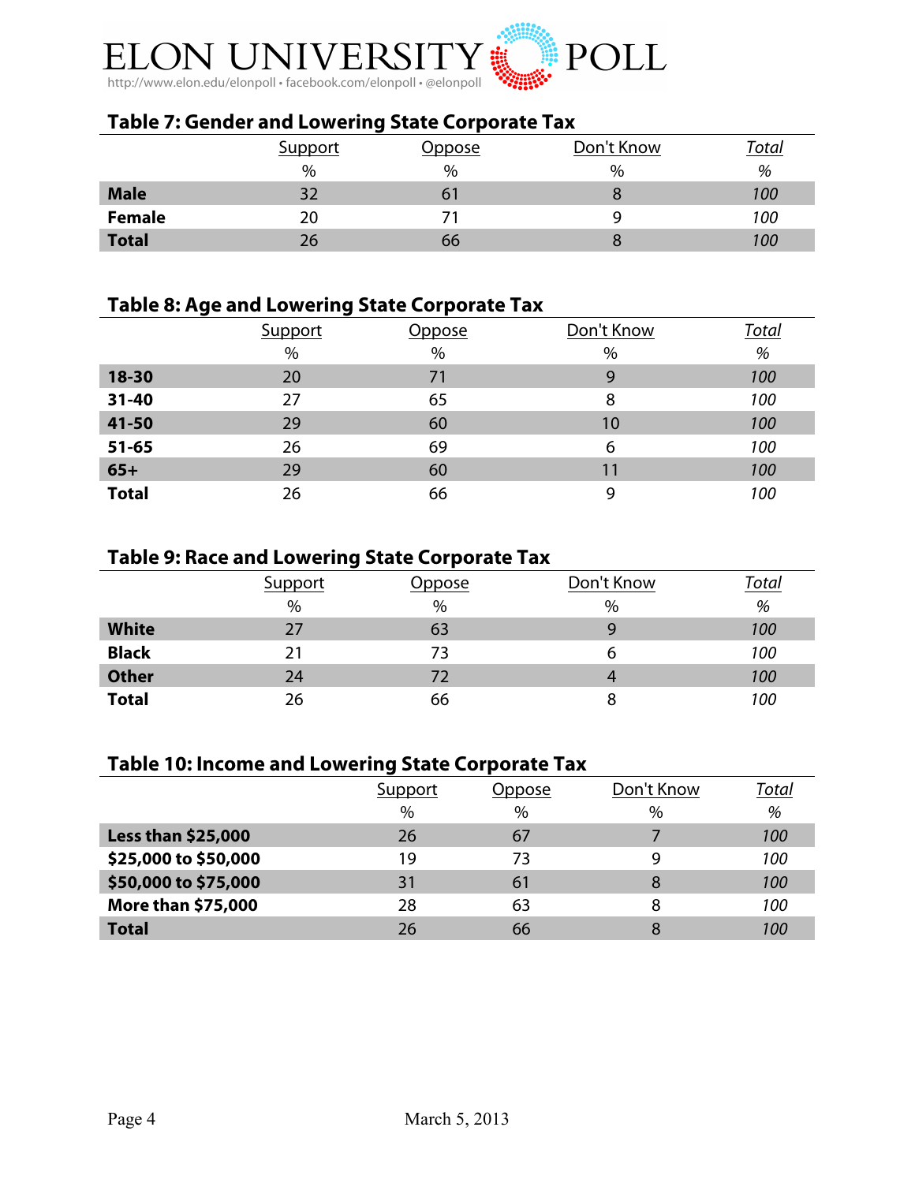## Table 7: Gender and Lowering State Corporate Tax

| | Support | Oppose | Don't Know | *Total* |
|---|---|---|---|---|
| | % | % | % | *%* |
| **Male** | 32 | 61 | 8 | *100* |
| **Female** | 20 | 71 | 9 | *100* |
| **Total** | 26 | 66 | 8 | *100* |

## Table 8: Age and Lowering State Corporate Tax

| | Support | Oppose | Don't Know | *Total* |
|---|---|---|---|---|
| | % | % | % | *%* |
| **18-30** | 20 | 71 | 9 | *100* |
| **31-40** | 27 | 65 | 8 | *100* |
| **41-50** | 29 | 60 | 10 | *100* |
| **51-65** | 26 | 69 | 6 | *100* |
| **65+** | 29 | 60 | 11 | *100* |
| **Total** | 26 | 66 | 9 | *100* |

## Table 9: Race and Lowering State Corporate Tax

| | Support | Oppose | Don't Know | *Total* |
|---|---|---|---|---|
| | % | % | % | *%* |
| **White** | 27 | 63 | 9 | *100* |
| **Black** | 21 | 73 | 6 | *100* |
| **Other** | 24 | 72 | 4 | *100* |
| **Total** | 26 | 66 | 8 | *100* |

## Table 10: Income and Lowering State Corporate Tax

| | Support | Oppose | Don't Know | *Total* |
|---|---|---|---|---|
| | % | % | % | *%* |
| **Less than $25,000** | 26 | 67 | 7 | *100* |
| **$25,000 to $50,000** | 19 | 73 | 9 | *100* |
| **$50,000 to $75,000** | 31 | 61 | 8 | *100* |
| **More than $75,000** | 28 | 63 | 8 | *100* |
| **Total** | 26 | 66 | 8 | *100* |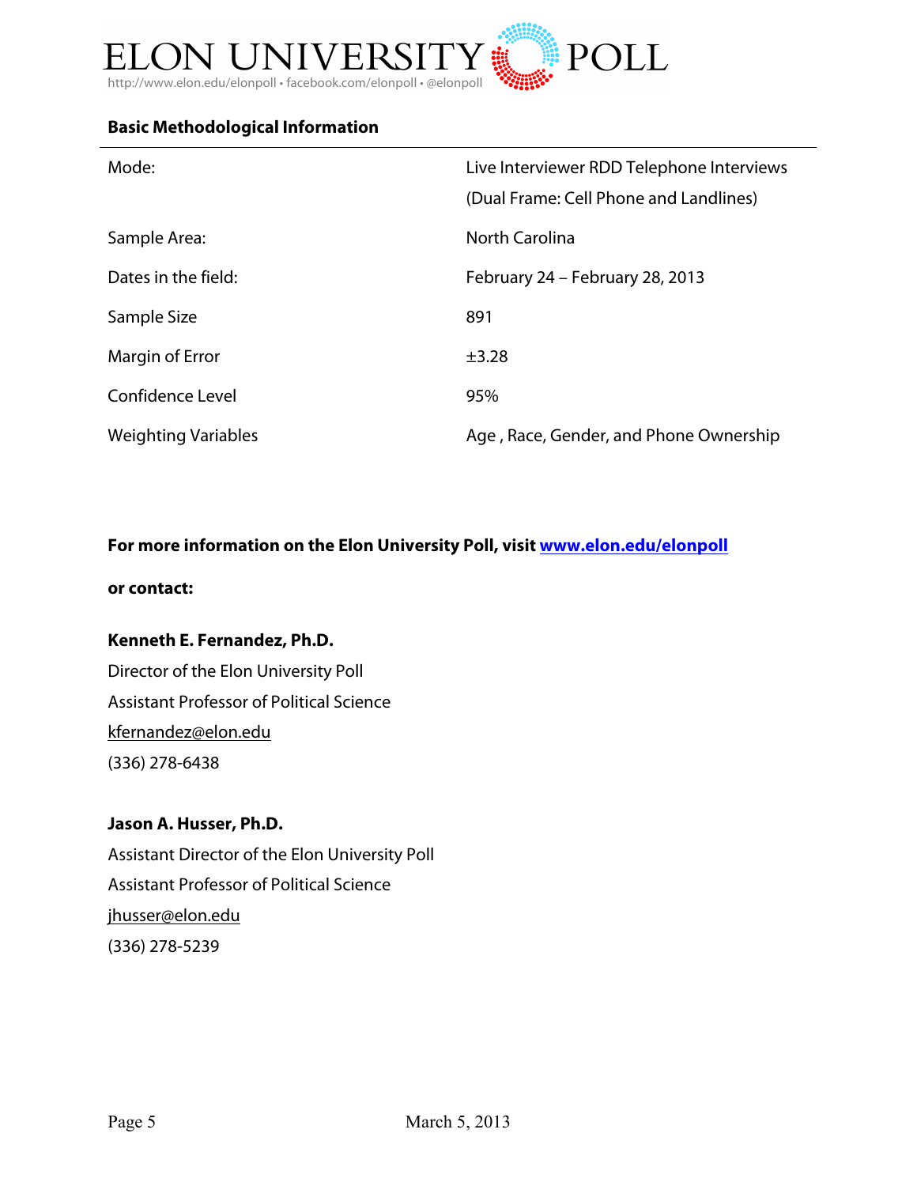**Basic Methodological Information**

| | |
|---|---|
| Mode: | Live Interviewer RDD Telephone Interviews (Dual Frame: Cell Phone and Landlines) |
| Sample Area: | North Carolina |
| Dates in the field: | February 24 – February 28, 2013 |
| Sample Size | 891 |
| Margin of Error | ±3.28 |
| Confidence Level | 95% |
| Weighting Variables | Age , Race, Gender, and Phone Ownership |

**For more information on the Elon University Poll, visit www.elon.edu/elonpoll**

**or contact:**

**Kenneth E. Fernandez, Ph.D.**
Director of the Elon University Poll
Assistant Professor of Political Science
kfernandez@elon.edu
(336) 278-6438

**Jason A. Husser, Ph.D.**
Assistant Director of the Elon University Poll
Assistant Professor of Political Science
jhusser@elon.edu
(336) 278-5239